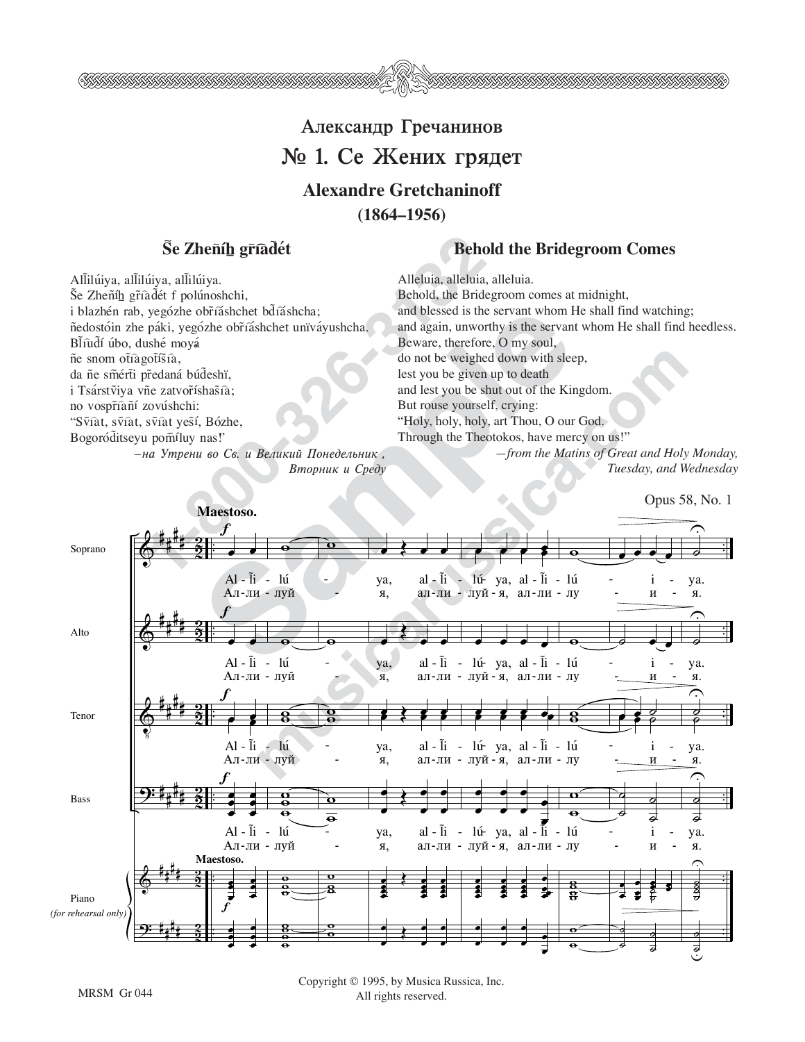# Александр Гречанинов

## № 1. Се Жених грядет

### Alexandre Gretchaninoff
### (1864–1956)

**Ŝe Zheñíh̲ gr̃iad̃ét**

Al̃l̃ilúiya, al̃l̃ilúiya, al̃l̃ilúiya.
Ŝe Zheñíh̲ gr̃iad̃ét f polúnoshchi,
i blazhén rab, yegózhe obr̃iáshchet bd̃iáshcha;
ñedostóin zhe páki, yegózhe obr̃iáshchet uñïváyushcha.
Bl̃iud̃í úbo, dushé moyá
ñe snom ot̃iagot̃íŝia,
da ñe sm̃ért̃i p̃redaná búd̃eshï,
i Tsárstṽiya v̂ñe zatvor̃íshaŝia;
no vospr̃iañí zovúshchi:
"Sv̂iat, sv̂iat, sv̂iat yeŝí, Bózhe,
Bogoród̃itseyu pom̃íluy nas!"

*–на Утрени во Св. и Великий Понедельник, Вторник и Среду*

**Behold the Bridegroom Comes**

Alleluia, alleluia, alleluia.
Behold, the Bridegroom comes at midnight,
and blessed is the servant whom He shall find watching;
and again, unworthy is the servant whom He shall find heedless.
Beware, therefore, O my soul,
do not be weighed down with sleep,
lest you be given up to death
and lest you be shut out of the Kingdom.
But rouse yourself, crying:
"Holy, holy, holy, art Thou, O our God.
Through the Theotokos, have mercy on us!"

*—from the Matins of Great and Holy Monday, Tuesday, and Wednesday*

Opus 58, No. 1

**Maestoso.**

Soprano / Alto / Tenor / Bass / Piano (for rehearsal only)

Al - l̃i - lú - ya, al - l̃i - lú- ya, al - l̃i - lú - i - ya.
Ал - ли - луй - я, ал - ли - луй - я, ал - ли - лу - и - я.

Copyright © 1995, by Musica Russica, Inc.
All rights reserved.

MRSM Gr 044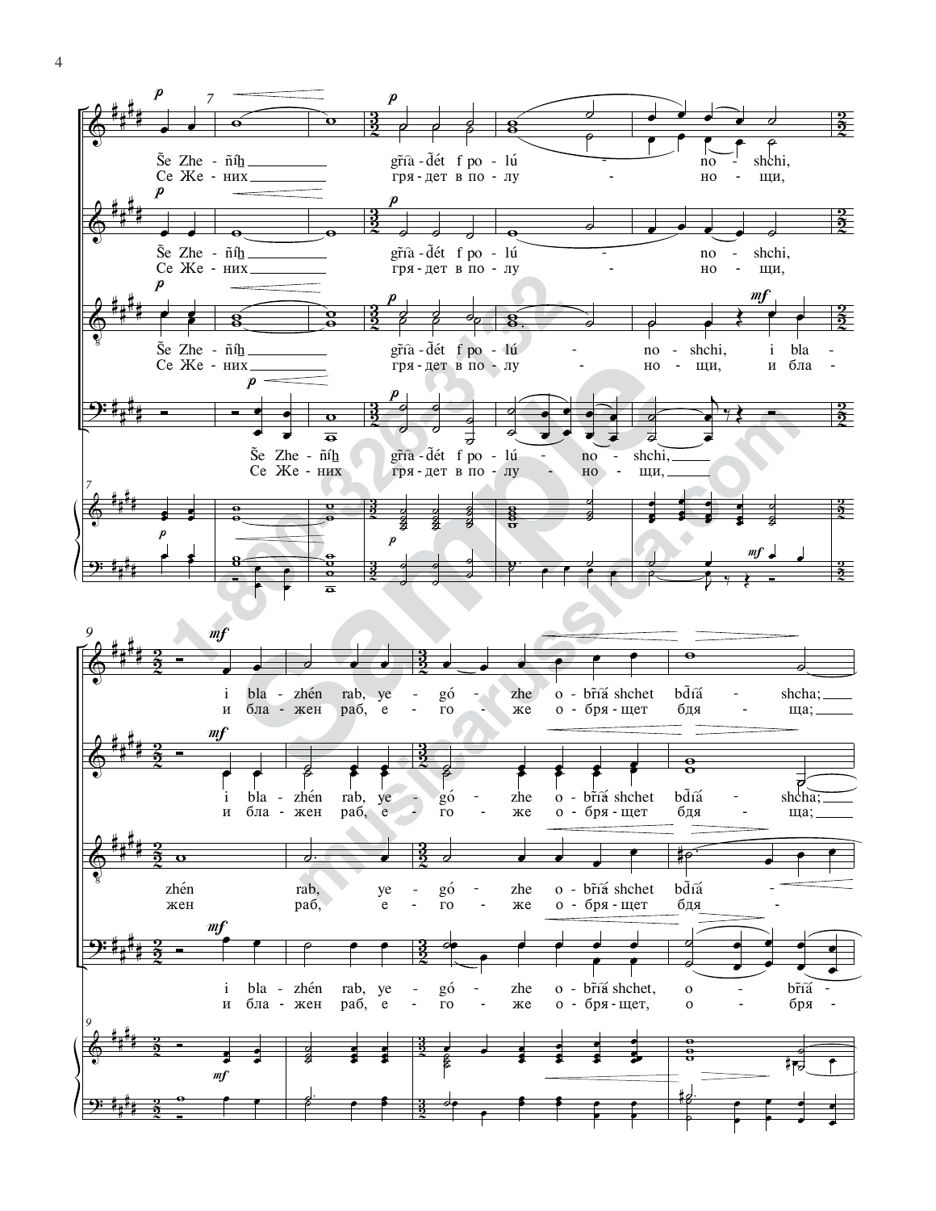*p* 7

S̃e Zhe - ñíh̲ gr̃ía - d̃ét f po - lú - no - shchi,
Се Же - них гря - дет в по - лу - но - щи,

S̃e Zhe - ñíh̲ gr̃ía - d̃ét f po - lú - no - shchi,
Се Же - них гря - дет в по - лу - но - щи,

*mf*

S̃e Zhe - ñíh̲ gr̃ía - d̃ét f po - lú - no - shchi, i bla -
Се Же - них гря - дет в по - лу - но - щи, и бла -

S̃e Zhe - ñíh̲ gr̃ía - d̃ét f po - lú - no - shchi,
Се Же - них гря - дет в по - лу - но - щи,

9 *mf*

i bla - zhén rab, ye - gó - zhe o - br̃ía shchet bd̃ía - shcha;
и бла - жен раб, е - го - же о - бря - щет бдя - ща;

i bla - zhén rab, ye - gó - zhe o - br̃ía shchet bd̃ía - shcha;
и бла - жен раб, е - го - же о - бря - щет бдя - ща;

zhén rab, ye - gó - zhe o - br̃ía shchet bd̃ía -
жен раб, е - го - же о - бря - щет бдя -

i bla - zhén rab, ye - gó - zhe o - br̃ía shchet, o - br̃ía -
и бла - жен раб, е - го - же о - бря - щет, о - бря -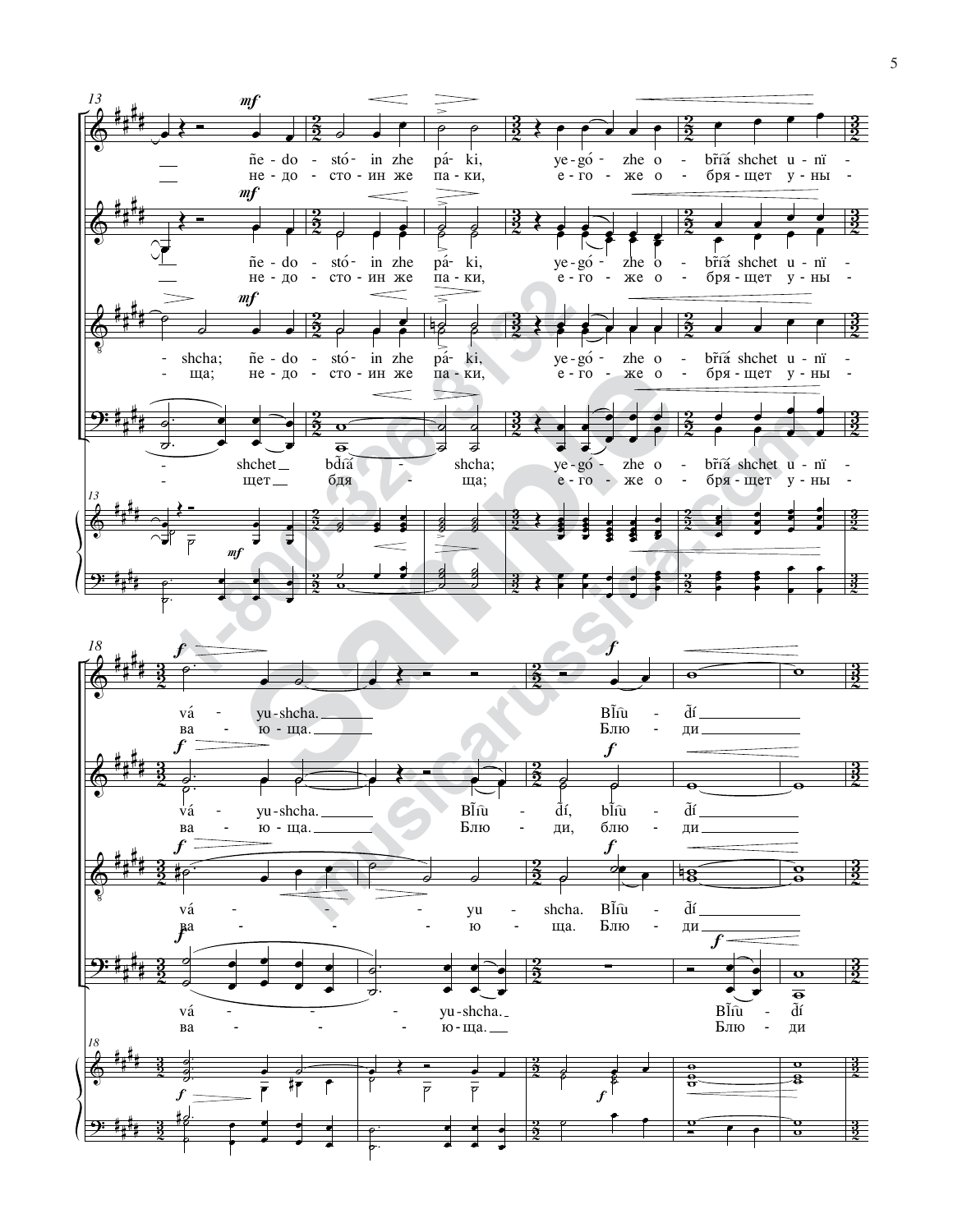13

ñe-do-stó-in zhe pá-ki, ye-gó-zhe o-bř̃iá shchet u-nï-
не-до-сто-ин же па-ки, е-го-же о-бря-щет у-ны-

ñe-do-stó-in zhe pá-ki, ye-gó-zhe o-bř̃iá shchet u-nï-
не-до-сто-ин же па-ки, е-го-же о-бря-щет у-ны-

-shcha; ñe-do-stó-in zhe pá-ki, ye-gó-zhe o-bř̃iá shchet u-nï-
-ща; не-до-сто-ин же па-ки, е-го-же о-бря-щет у-ны-

-shchet bdĩá-shcha; ye-gó-zhe o-bř̃iá shchet u-nï-
-щет бдя-ща; е-го-же о-бря-щет у-ны-

18

vá-yu-shcha. Bľ̃u-dĩ
ва-ю-ща. Блю-ди

vá-yu-shcha. Bľ̃u-dĩ, bľ̃u-dĩ
ва-ю-ща. Блю-ди, блю-ди

vá-yu-shcha. Bľ̃u-dĩ
ва-ю-ща. Блю-ди

vá-yu-shcha. Bľ̃u-dĩ
ва-ю-ща. Блю-ди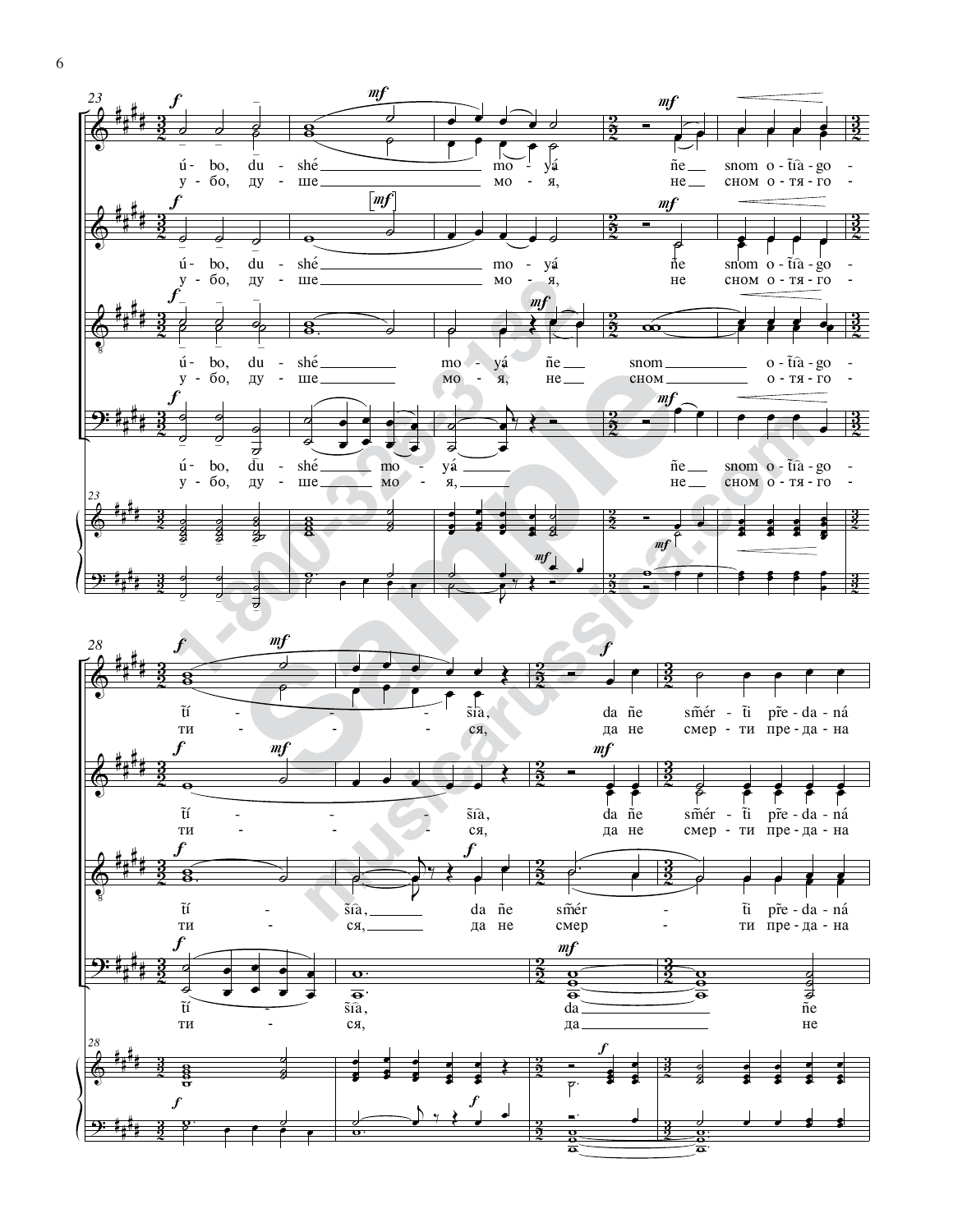úbo, dushé moyá ñe snom oťaγo-
убо, душе моя, не сном отяго-

ťí šia, da ñe sm̃ér-ťi p̃re-da-ná
ти ся, да не смерти предана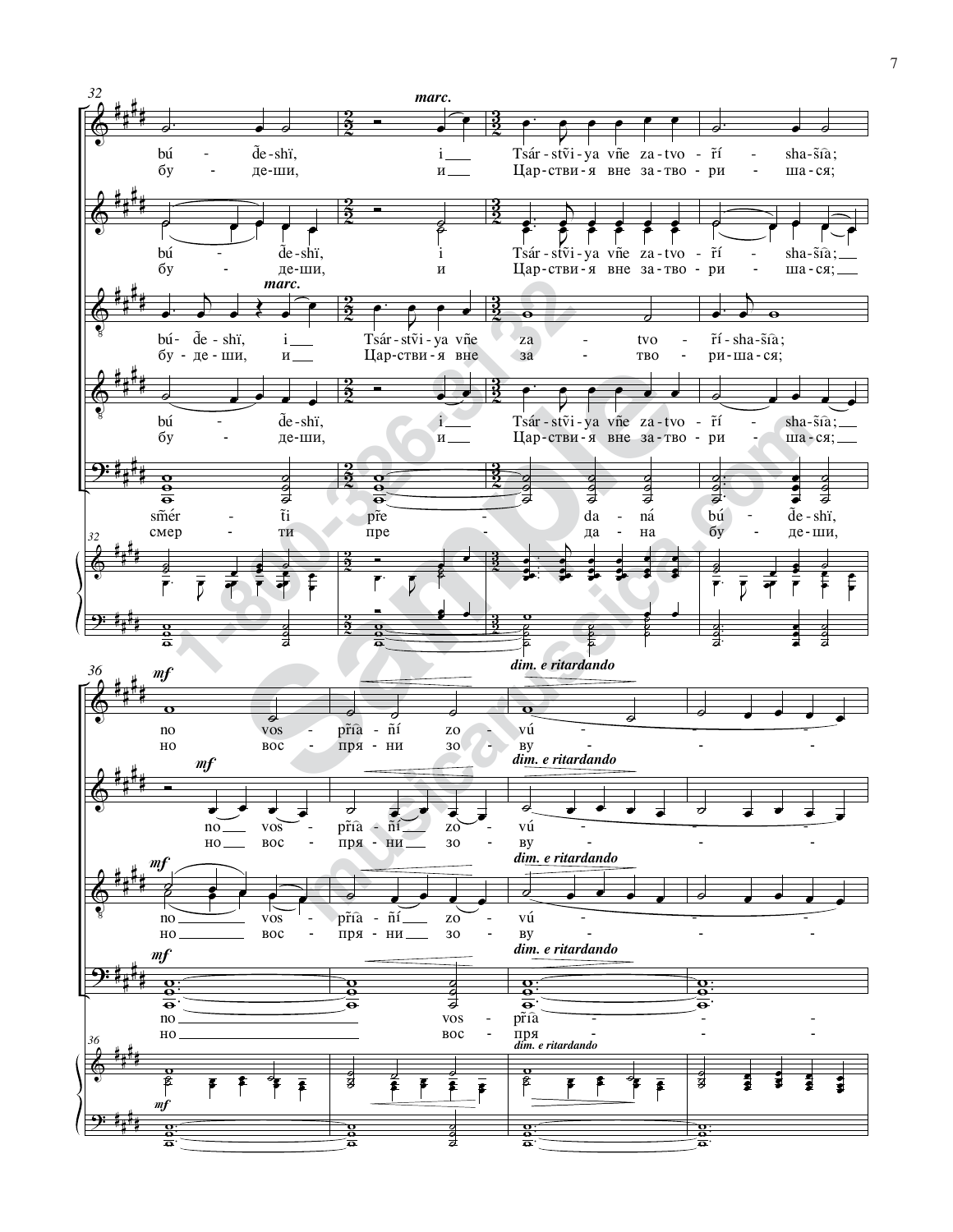32

marc.

bú - d̃e-shï, i Tsár-stṽi-ya vñe za-tvo - ř̃í - sha-s̃ĩa;
бу - де-ши, и Цар-стви-я вне за-тво - ри - ша-ся;

bú - d̃e-shï, i Tsár-stṽi-ya vñe za-tvo - ř̃í - sha-s̃ĩa;
бу - де-ши, и Цар-стви-я вне за-тво - ри - ша-ся;

marc.

bú-d̃e-shï, i Tsár-stṽi-ya vñe za - tvo - ř̃í-sha-s̃ĩa;
бу-де-ши, и Цар-стви-я вне за - тво - ри-ша-ся;

bú - d̃e-shï, i Tsár-stṽi-ya vñe za-tvo - ř̃í - sha-s̃ĩa;
бу - де-ши, и Цар-стви-я вне за-тво - ри - ша-ся;

sm̃ér - t̃i p̃re - da-ná bú - d̃e-shï,
смер - ти пре - да-на бу - де-ши,

36

*mf*

*dim. e ritardando*

no vos - p̃r̃ia - ñí zo - vú - - -
но вос - пря - ни зо - ву - - -

no vos - p̃r̃ia - ñí zo - vú - - -
но вос - пря - ни зо - ву - - -

no vos - p̃r̃ia - ñí zo - vú - - -
но вос - пря - ни зо - ву - - -

no vos - p̃r̃ia - - -
но вос - пря - - -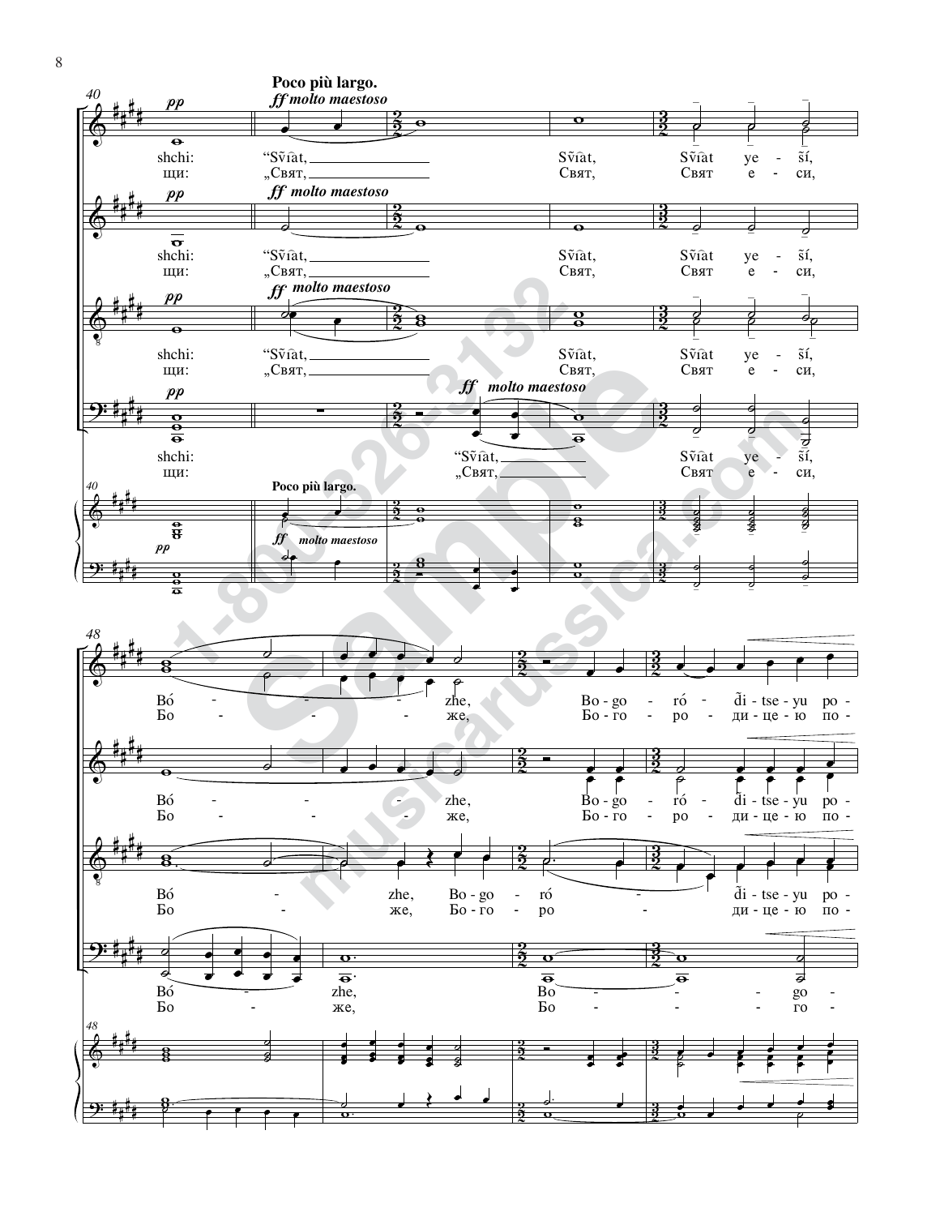**Poco più largo.**

*ff molto maestoso*

shchi: "Svīat, Svīat, Svīat ye - sī,

щи: „Свят, Свят, Свят е - си,

Bó - zhe, Bo - go - ró - di - tse - yu po -

Бо - же, Бо - го - ро - ди - це - ю по -

Bó - zhe, Bo - go - ró - di - tse - yu po -

Бо - же, Бо - го - ро - ди - це - ю по -

Bó - zhe, Bo - go - ró - di - tse - yu po -

Бо - же, Бо - го - ро - ди - це - ю по -

Bó - zhe, Bo - go -

Бо - же, Бо - го -